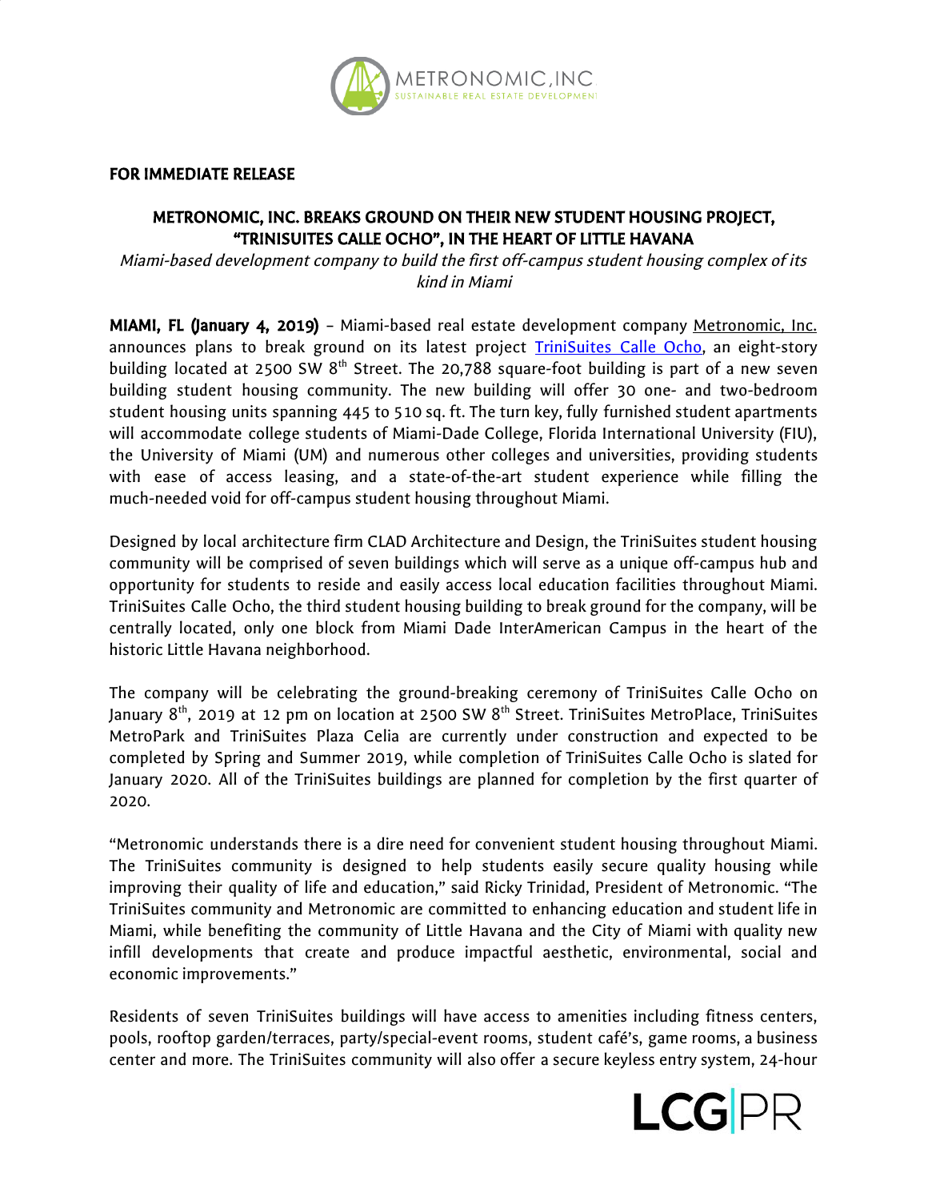**FOR IMMEDIATE RELEASE**

## METRONOMIC, INC. BREAKS GROUND ON THEIR NEW STUDENT HOUSING PROJECT, "TRINISUITES CALLE OCHO", IN THE HEART OF LITTLE HAVANA

*Miami-based development company to build the first off-campus student housing complex of its kind in Miami*

**MIAMI, FL (January 4, 2019)** – Miami-based real estate development company Metronomic, Inc. announces plans to break ground on its latest project TriniSuites Calle Ocho, an eight-story building located at 2500 SW 8th Street. The 20,788 square-foot building is part of a new seven building student housing community. The new building will offer 30 one- and two-bedroom student housing units spanning 445 to 510 sq. ft. The turn key, fully furnished student apartments will accommodate college students of Miami-Dade College, Florida International University (FIU), the University of Miami (UM) and numerous other colleges and universities, providing students with ease of access leasing, and a state-of-the-art student experience while filling the much-needed void for off-campus student housing throughout Miami.

Designed by local architecture firm CLAD Architecture and Design, the TriniSuites student housing community will be comprised of seven buildings which will serve as a unique off-campus hub and opportunity for students to reside and easily access local education facilities throughout Miami. TriniSuites Calle Ocho, the third student housing building to break ground for the company, will be centrally located, only one block from Miami Dade InterAmerican Campus in the heart of the historic Little Havana neighborhood.

The company will be celebrating the ground-breaking ceremony of TriniSuites Calle Ocho on January 8th, 2019 at 12 pm on location at 2500 SW 8th Street. TriniSuites MetroPlace, TriniSuites MetroPark and TriniSuites Plaza Celia are currently under construction and expected to be completed by Spring and Summer 2019, while completion of TriniSuites Calle Ocho is slated for January 2020. All of the TriniSuites buildings are planned for completion by the first quarter of 2020.

"Metronomic understands there is a dire need for convenient student housing throughout Miami. The TriniSuites community is designed to help students easily secure quality housing while improving their quality of life and education," said Ricky Trinidad, President of Metronomic. "The TriniSuites community and Metronomic are committed to enhancing education and student life in Miami, while benefiting the community of Little Havana and the City of Miami with quality new infill developments that create and produce impactful aesthetic, environmental, social and economic improvements."

Residents of seven TriniSuites buildings will have access to amenities including fitness centers, pools, rooftop garden/terraces, party/special-event rooms, student café's, game rooms, a business center and more. The TriniSuites community will also offer a secure keyless entry system, 24-hour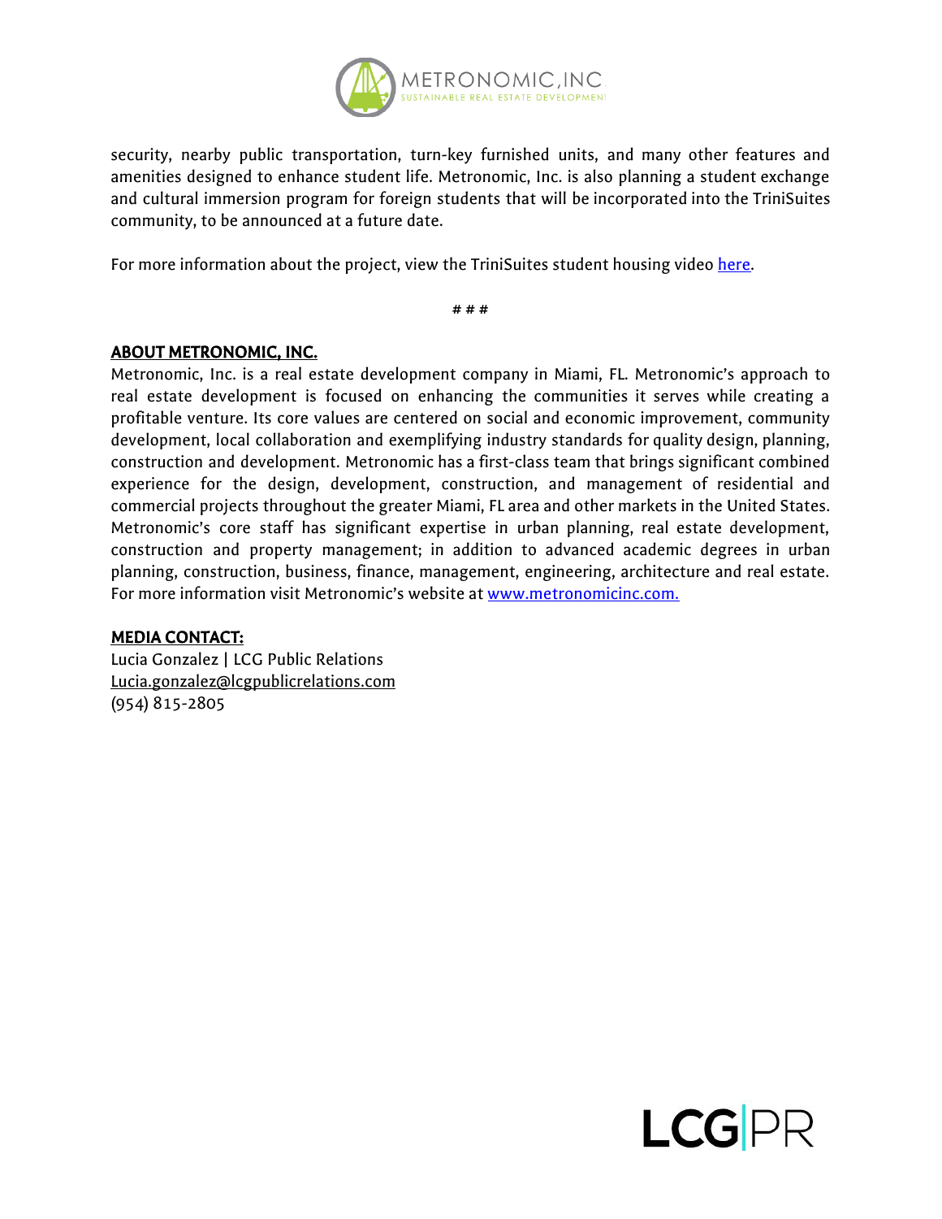security, nearby public transportation, turn-key furnished units, and many other features and amenities designed to enhance student life. Metronomic, Inc. is also planning a student exchange and cultural immersion program for foreign students that will be incorporated into the TriniSuites community, to be announced at a future date.

For more information about the project, view the TriniSuites student housing video here.

# # #

**ABOUT METRONOMIC, INC.**

Metronomic, Inc. is a real estate development company in Miami, FL. Metronomic's approach to real estate development is focused on enhancing the communities it serves while creating a profitable venture. Its core values are centered on social and economic improvement, community development, local collaboration and exemplifying industry standards for quality design, planning, construction and development. Metronomic has a first-class team that brings significant combined experience for the design, development, construction, and management of residential and commercial projects throughout the greater Miami, FL area and other markets in the United States. Metronomic's core staff has significant expertise in urban planning, real estate development, construction and property management; in addition to advanced academic degrees in urban planning, construction, business, finance, management, engineering, architecture and real estate. For more information visit Metronomic's website at www.metronomicinc.com.

**MEDIA CONTACT:**

Lucia Gonzalez | LCG Public Relations
Lucia.gonzalez@lcgpublicrelations.com
(954) 815-2805